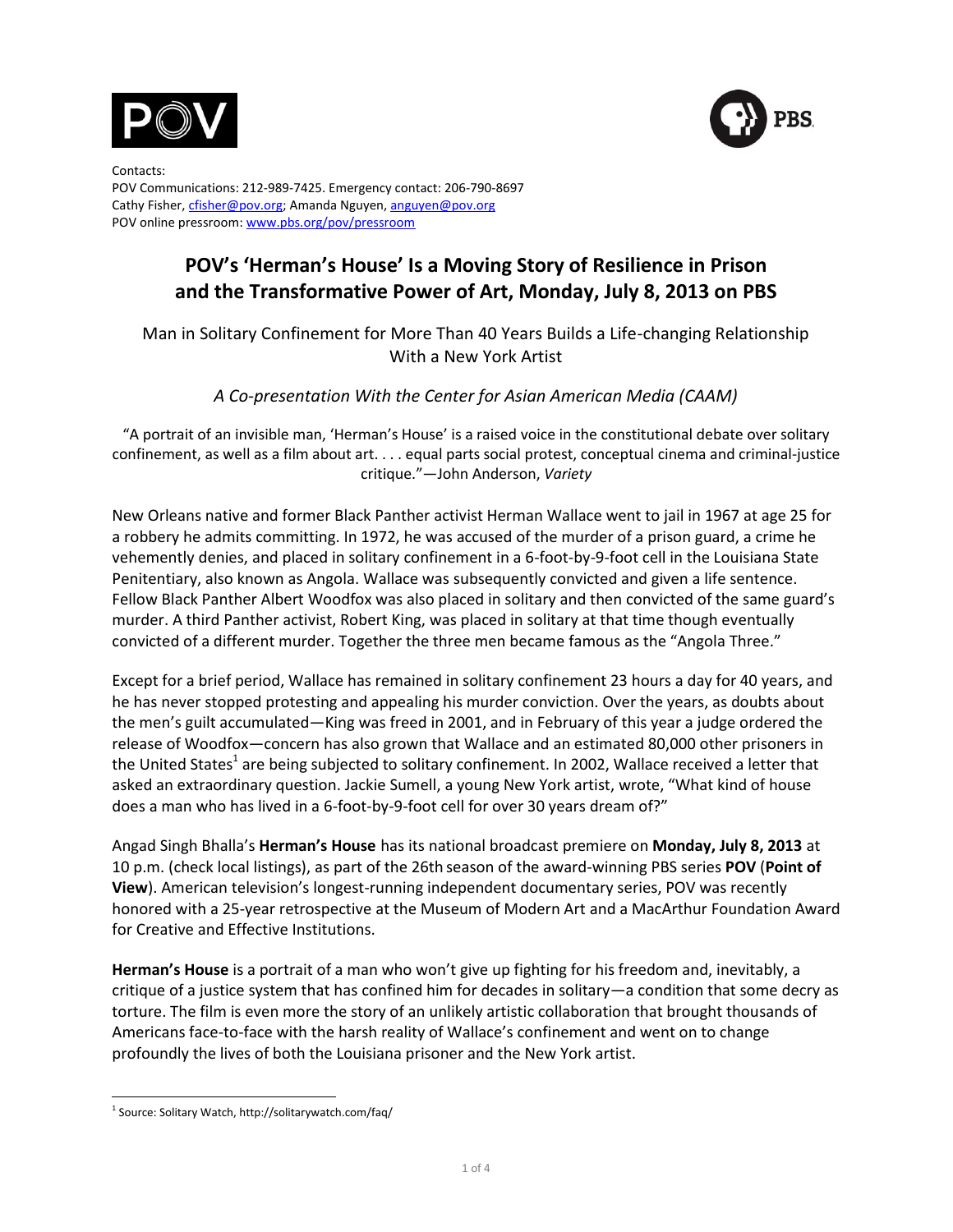Contacts:
POV Communications: 212-989-7425. Emergency contact: 206-790-8697
Cathy Fisher, cfisher@pov.org; Amanda Nguyen, anguyen@pov.org
POV online pressroom: www.pbs.org/pov/pressroom

# POV's 'Herman's House' Is a Moving Story of Resilience in Prison and the Transformative Power of Art, Monday, July 8, 2013 on PBS

Man in Solitary Confinement for More Than 40 Years Builds a Life-changing Relationship With a New York Artist

*A Co-presentation With the Center for Asian American Media (CAAM)*

"A portrait of an invisible man, 'Herman's House' is a raised voice in the constitutional debate over solitary confinement, as well as a film about art. . . . equal parts social protest, conceptual cinema and criminal-justice critique."—John Anderson, *Variety*

New Orleans native and former Black Panther activist Herman Wallace went to jail in 1967 at age 25 for a robbery he admits committing. In 1972, he was accused of the murder of a prison guard, a crime he vehemently denies, and placed in solitary confinement in a 6-foot-by-9-foot cell in the Louisiana State Penitentiary, also known as Angola. Wallace was subsequently convicted and given a life sentence. Fellow Black Panther Albert Woodfox was also placed in solitary and then convicted of the same guard's murder. A third Panther activist, Robert King, was placed in solitary at that time though eventually convicted of a different murder. Together the three men became famous as the "Angola Three."

Except for a brief period, Wallace has remained in solitary confinement 23 hours a day for 40 years, and he has never stopped protesting and appealing his murder conviction. Over the years, as doubts about the men's guilt accumulated—King was freed in 2001, and in February of this year a judge ordered the release of Woodfox—concern has also grown that Wallace and an estimated 80,000 other prisoners in the United States[1] are being subjected to solitary confinement. In 2002, Wallace received a letter that asked an extraordinary question. Jackie Sumell, a young New York artist, wrote, "What kind of house does a man who has lived in a 6-foot-by-9-foot cell for over 30 years dream of?"

Angad Singh Bhalla's **Herman's House** has its national broadcast premiere on **Monday, July 8, 2013** at 10 p.m. (check local listings), as part of the 26th season of the award-winning PBS series **POV** (**Point of View**). American television's longest-running independent documentary series, POV was recently honored with a 25-year retrospective at the Museum of Modern Art and a MacArthur Foundation Award for Creative and Effective Institutions.

**Herman's House** is a portrait of a man who won't give up fighting for his freedom and, inevitably, a critique of a justice system that has confined him for decades in solitary—a condition that some decry as torture. The film is even more the story of an unlikely artistic collaboration that brought thousands of Americans face-to-face with the harsh reality of Wallace's confinement and went on to change profoundly the lives of both the Louisiana prisoner and the New York artist.

[1] Source: Solitary Watch, http://solitarywatch.com/faq/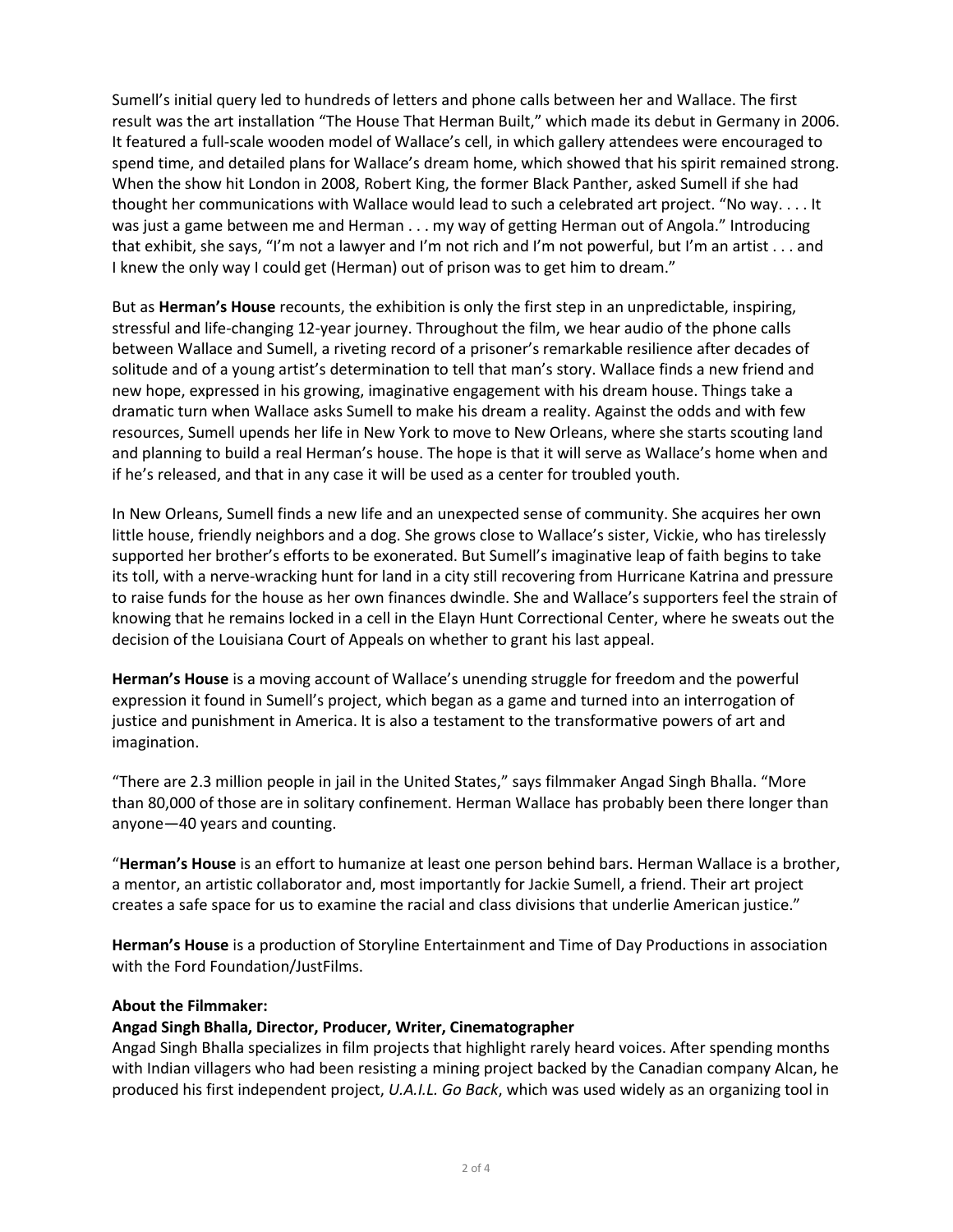Sumell's initial query led to hundreds of letters and phone calls between her and Wallace. The first result was the art installation "The House That Herman Built," which made its debut in Germany in 2006. It featured a full-scale wooden model of Wallace's cell, in which gallery attendees were encouraged to spend time, and detailed plans for Wallace's dream home, which showed that his spirit remained strong. When the show hit London in 2008, Robert King, the former Black Panther, asked Sumell if she had thought her communications with Wallace would lead to such a celebrated art project. "No way. . . . It was just a game between me and Herman . . . my way of getting Herman out of Angola." Introducing that exhibit, she says, "I'm not a lawyer and I'm not rich and I'm not powerful, but I'm an artist . . . and I knew the only way I could get (Herman) out of prison was to get him to dream."

But as **Herman's House** recounts, the exhibition is only the first step in an unpredictable, inspiring, stressful and life-changing 12-year journey. Throughout the film, we hear audio of the phone calls between Wallace and Sumell, a riveting record of a prisoner's remarkable resilience after decades of solitude and of a young artist's determination to tell that man's story. Wallace finds a new friend and new hope, expressed in his growing, imaginative engagement with his dream house. Things take a dramatic turn when Wallace asks Sumell to make his dream a reality. Against the odds and with few resources, Sumell upends her life in New York to move to New Orleans, where she starts scouting land and planning to build a real Herman's house. The hope is that it will serve as Wallace's home when and if he's released, and that in any case it will be used as a center for troubled youth.

In New Orleans, Sumell finds a new life and an unexpected sense of community. She acquires her own little house, friendly neighbors and a dog. She grows close to Wallace's sister, Vickie, who has tirelessly supported her brother's efforts to be exonerated. But Sumell's imaginative leap of faith begins to take its toll, with a nerve-wracking hunt for land in a city still recovering from Hurricane Katrina and pressure to raise funds for the house as her own finances dwindle. She and Wallace's supporters feel the strain of knowing that he remains locked in a cell in the Elayn Hunt Correctional Center, where he sweats out the decision of the Louisiana Court of Appeals on whether to grant his last appeal.

**Herman's House** is a moving account of Wallace's unending struggle for freedom and the powerful expression it found in Sumell's project, which began as a game and turned into an interrogation of justice and punishment in America. It is also a testament to the transformative powers of art and imagination.

"There are 2.3 million people in jail in the United States," says filmmaker Angad Singh Bhalla. "More than 80,000 of those are in solitary confinement. Herman Wallace has probably been there longer than anyone—40 years and counting.

"**Herman's House** is an effort to humanize at least one person behind bars. Herman Wallace is a brother, a mentor, an artistic collaborator and, most importantly for Jackie Sumell, a friend. Their art project creates a safe space for us to examine the racial and class divisions that underlie American justice."

**Herman's House** is a production of Storyline Entertainment and Time of Day Productions in association with the Ford Foundation/JustFilms.

**About the Filmmaker:**

**Angad Singh Bhalla, Director, Producer, Writer, Cinematographer**

Angad Singh Bhalla specializes in film projects that highlight rarely heard voices. After spending months with Indian villagers who had been resisting a mining project backed by the Canadian company Alcan, he produced his first independent project, *U.A.I.L. Go Back*, which was used widely as an organizing tool in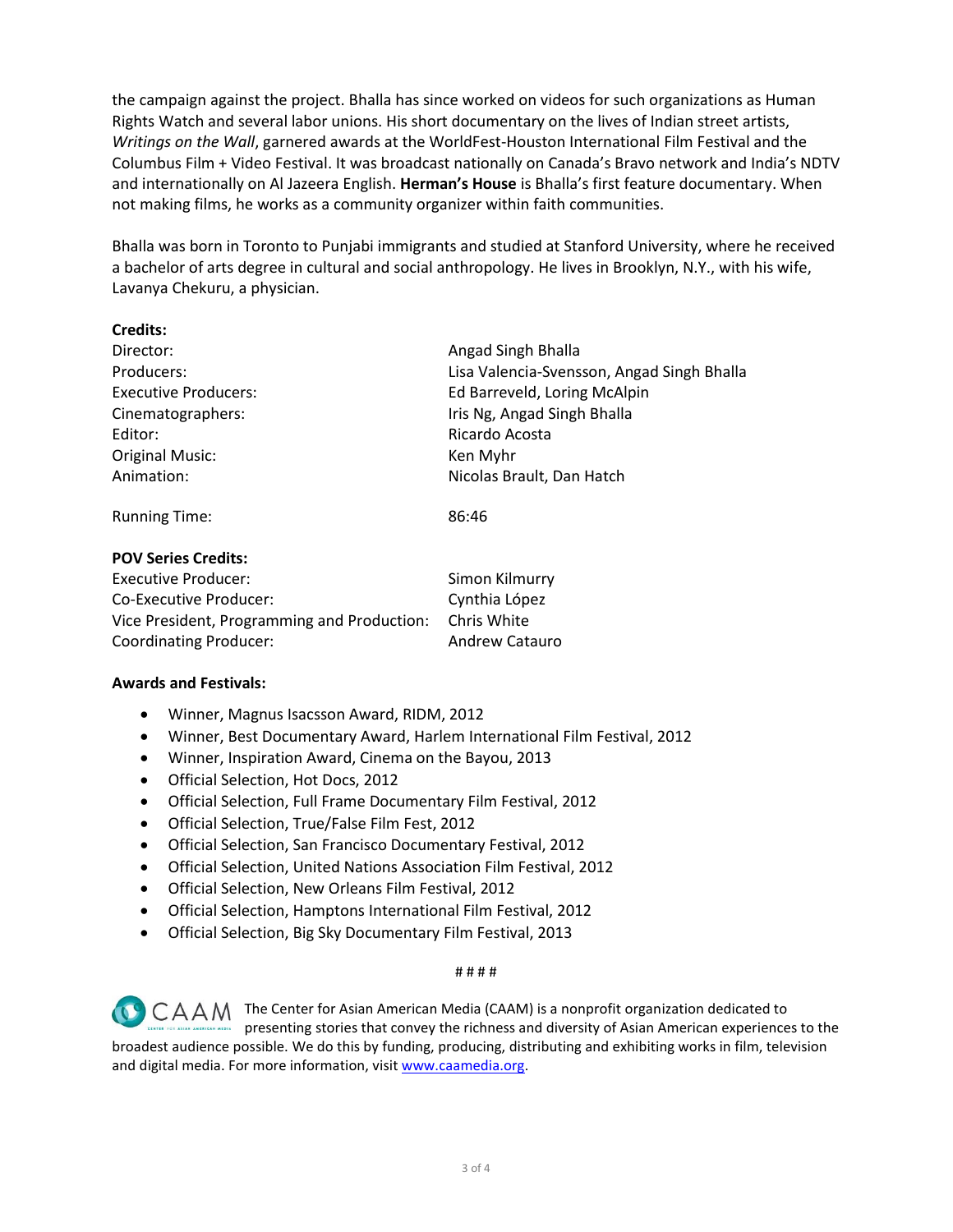the campaign against the project. Bhalla has since worked on videos for such organizations as Human Rights Watch and several labor unions. His short documentary on the lives of Indian street artists, *Writings on the Wall*, garnered awards at the WorldFest-Houston International Film Festival and the Columbus Film + Video Festival. It was broadcast nationally on Canada's Bravo network and India's NDTV and internationally on Al Jazeera English. **Herman's House** is Bhalla's first feature documentary. When not making films, he works as a community organizer within faith communities.

Bhalla was born in Toronto to Punjabi immigrants and studied at Stanford University, where he received a bachelor of arts degree in cultural and social anthropology. He lives in Brooklyn, N.Y., with his wife, Lavanya Chekuru, a physician.

**Credits:**

| | |
|---|---|
| Director: | Angad Singh Bhalla |
| Producers: | Lisa Valencia-Svensson, Angad Singh Bhalla |
| Executive Producers: | Ed Barreveld, Loring McAlpin |
| Cinematographers: | Iris Ng, Angad Singh Bhalla |
| Editor: | Ricardo Acosta |
| Original Music: | Ken Myhr |
| Animation: | Nicolas Brault, Dan Hatch |
| Running Time: | 86:46 |

**POV Series Credits:**

| | |
|---|---|
| Executive Producer: | Simon Kilmurry |
| Co-Executive Producer: | Cynthia López |
| Vice President, Programming and Production: | Chris White |
| Coordinating Producer: | Andrew Catauro |

**Awards and Festivals:**

- Winner, Magnus Isacsson Award, RIDM, 2012
- Winner, Best Documentary Award, Harlem International Film Festival, 2012
- Winner, Inspiration Award, Cinema on the Bayou, 2013
- Official Selection, Hot Docs, 2012
- Official Selection, Full Frame Documentary Film Festival, 2012
- Official Selection, True/False Film Fest, 2012
- Official Selection, San Francisco Documentary Festival, 2012
- Official Selection, United Nations Association Film Festival, 2012
- Official Selection, New Orleans Film Festival, 2012
- Official Selection, Hamptons International Film Festival, 2012
- Official Selection, Big Sky Documentary Film Festival, 2013

# # # #

The Center for Asian American Media (CAAM) is a nonprofit organization dedicated to presenting stories that convey the richness and diversity of Asian American experiences to the broadest audience possible. We do this by funding, producing, distributing and exhibiting works in film, television and digital media. For more information, visit www.caamedia.org.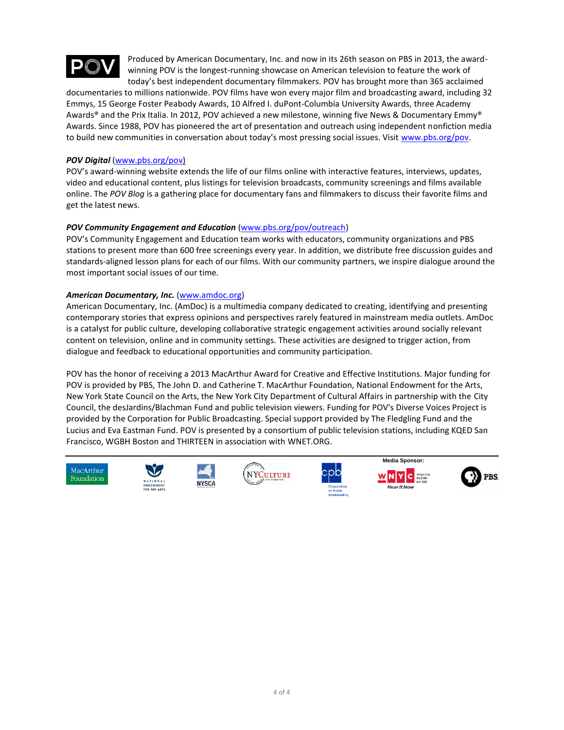POV

Produced by American Documentary, Inc. and now in its 26th season on PBS in 2013, the award-winning POV is the longest-running showcase on American television to feature the work of today's best independent documentary filmmakers. POV has brought more than 365 acclaimed documentaries to millions nationwide. POV films have won every major film and broadcasting award, including 32 Emmys, 15 George Foster Peabody Awards, 10 Alfred I. duPont-Columbia University Awards, three Academy Awards® and the Prix Italia. In 2012, POV achieved a new milestone, winning five News & Documentary Emmy® Awards. Since 1988, POV has pioneered the art of presentation and outreach using independent nonfiction media to build new communities in conversation about today's most pressing social issues. Visit www.pbs.org/pov.

***POV Digital*** (www.pbs.org/pov)
POV's award-winning website extends the life of our films online with interactive features, interviews, updates, video and educational content, plus listings for television broadcasts, community screenings and films available online. The *POV Blog* is a gathering place for documentary fans and filmmakers to discuss their favorite films and get the latest news.

***POV Community Engagement and Education*** (www.pbs.org/pov/outreach)
POV's Community Engagement and Education team works with educators, community organizations and PBS stations to present more than 600 free screenings every year. In addition, we distribute free discussion guides and standards-aligned lesson plans for each of our films. With our community partners, we inspire dialogue around the most important social issues of our time.

***American Documentary, Inc.*** (www.amdoc.org)
American Documentary, Inc. (AmDoc) is a multimedia company dedicated to creating, identifying and presenting contemporary stories that express opinions and perspectives rarely featured in mainstream media outlets. AmDoc is a catalyst for public culture, developing collaborative strategic engagement activities around socially relevant content on television, online and in community settings. These activities are designed to trigger action, from dialogue and feedback to educational opportunities and community participation.

POV has the honor of receiving a 2013 MacArthur Award for Creative and Effective Institutions. Major funding for POV is provided by PBS, The John D. and Catherine T. MacArthur Foundation, National Endowment for the Arts, New York State Council on the Arts, the New York City Department of Cultural Affairs in partnership with the City Council, the desJardins/Blachman Fund and public television viewers. Funding for POV's Diverse Voices Project is provided by the Corporation for Public Broadcasting. Special support provided by The Fledgling Fund and the Lucius and Eva Eastman Fund. POV is presented by a consortium of public television stations, including KQED San Francisco, WGBH Boston and THIRTEEN in association with WNET.ORG.

MacArthur Foundation | National Endowment for the Arts | NYSCA | NYCulture | CPB Corporation for Public Broadcasting | Media Sponsor: WNYC Hear It Now | PBS